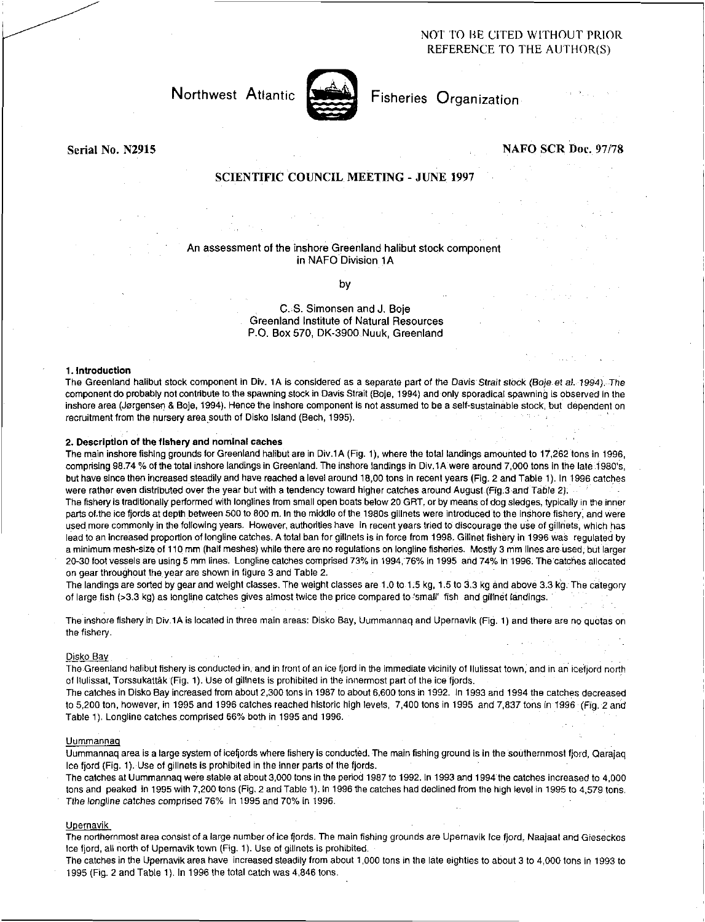NOT TO BE CITED WITHOUT PRIOR REFERENCE TO THE AUTHOR(S)

Northwest Atlantic Fisheries Organization

**Serial No. N2915** **NAFO SCR Doc. 97/78**

**SCIENTIFIC COUNCIL MEETING - JUNE 1997**

## An assessment of the inshore Greenland halibut stock component in NAFO Division 1A

by

C. S. Simonsen and J. Boje
Greenland Institute of Natural Resources
P.O. Box 570, DK-3900 Nuuk, Greenland

### 1. Introduction

The Greenland halibut stock component in Div. 1A is considered as a separate part of the Davis Strait stock (Boje et al. 1994). The component do probably not contribute to the spawning stock in Davis Strait (Boje, 1994) and only sporadical spawning is observed in the inshore area (Jørgensen & Boje, 1994). Hence the inshore component is not assumed to be a self-sustainable stock, but dependent on recruitment from the nursery area south of Disko Island (Bech, 1995).

### 2. Description of the fishery and nominal caches

The main inshore fishing grounds for Greenland halibut are in Div.1A (Fig. 1), where the total landings amounted to 17,262 tons in 1996, comprising 98.74 % of the total inshore landings in Greenland. The inshore landings in Div.1A were around 7,000 tons in the late 1980's, but have since then increased steadily and have reached a level around 18,00 tons in recent years (Fig. 2 and Table 1). In 1996 catches were rather even distributed over the year but with a tendency toward higher catches around August (Fig.3 and Table 2).

The fishery is traditionally performed with longlines from small open boats below 20 GRT, or by means of dog sledges, typically in the inner parts of the ice fjords at depth between 500 to 800 m. In the middle of the 1980s gillnets were introduced to the inshore fishery, and were used more commonly in the following years. However, authorities have in recent years tried to discourage the use of gillnets, which has lead to an increased proportion of longline catches. A total ban for gillnets is in force from 1998. Gillnet fishery in 1996 was regulated by a minimum mesh-size of 110 mm (half meshes) while there are no regulations on longline fisheries. Mostly 3 mm lines are used, but larger 20-30 foot vessels are using 5 mm lines. Longline catches comprised 73% in 1994, 76% in 1995 and 74% in 1996. The catches allocated on gear throughout the year are shown in figure 3 and Table 2.

The landings are sorted by gear and weight classes. The weight classes are 1.0 to 1.5 kg, 1.5 to 3.3 kg and above 3.3 kg. The category of large fish (>3.3 kg) as longline catches gives almost twice the price compared to 'small' fish and gillnet landings.

The inshore fishery in Div.1A is located in three main areas: Disko Bay, Uummannaq and Upernavik (Fig. 1) and there are no quotas on the fishery.

#### Disko Bay

The Greenland halibut fishery is conducted in, and in front of an ice fjord in the immediate vicinity of Ilulissat town, and in an icefjord north of Ilulissat, Torssukattåk (Fig. 1). Use of gillnets is prohibited in the innermost part of the ice fjords.

The catches in Disko Bay increased from about 2,300 tons in 1987 to about 6,600 tons in 1992. In 1993 and 1994 the catches decreased to 5,200 ton, however, in 1995 and 1996 catches reached historic high levels, 7,400 tons in 1995 and 7,837 tons in 1996 (Fig. 2 and Table 1). Longline catches comprised 66% both in 1995 and 1996.

#### Uummannaq

Uummannaq area is a large system of icefjords where fishery is conducted. The main fishing ground is in the southernmost fjord, Qarajaq Ice fjord (Fig. 1). Use of gillnets is prohibited in the inner parts of the fjords.

The catches at Uummannaq were stable at about 3,000 tons in the period 1987 to 1992. In 1993 and 1994 the catches increased to 4,000 tons and peaked in 1995 with 7,200 tons (Fig. 2 and Table 1). In 1996 the catches had declined from the high level in 1995 to 4,579 tons. Tthe longline catches comprised 76% in 1995 and 70% in 1996.

#### Upernavik

The northernmost area consist of a large number of ice fjords. The main fishing grounds are Upernavik Ice fjord, Naajaat and Gieseckes Ice fjord, all north of Upernavik town (Fig. 1). Use of gillnets is prohibited.

The catches in the Upernavik area have increased steadily from about 1,000 tons in the late eighties to about 3 to 4,000 tons in 1993 to 1995 (Fig. 2 and Table 1). In 1996 the total catch was 4,846 tons.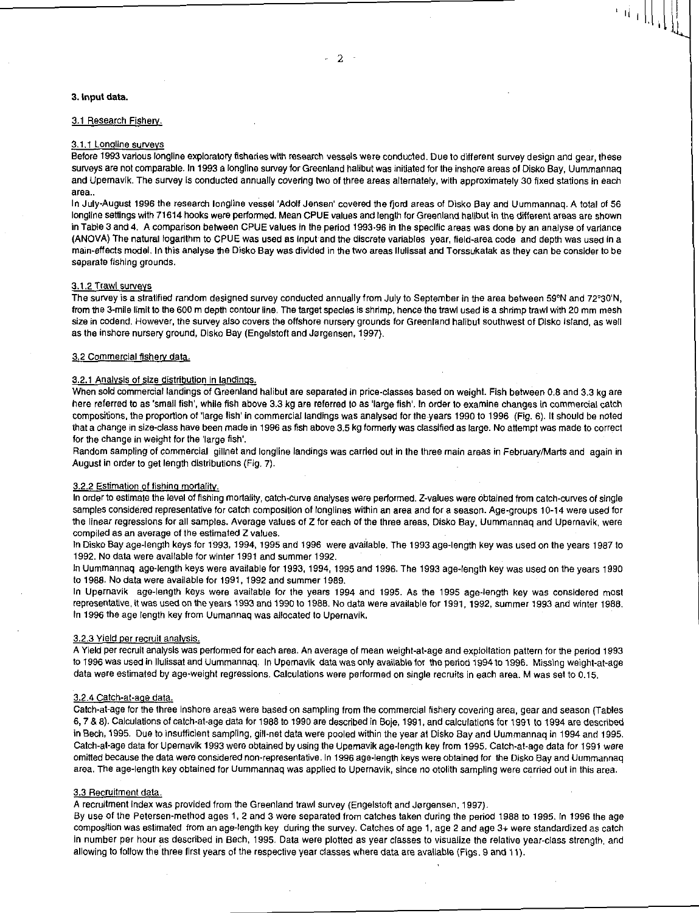## 3. Input data.

### 3.1 Research Fishery.

#### 3.1.1 Longline surveys

Before 1993 various longline exploratory fisheries with research vessels were conducted. Due to different survey design and gear, these surveys are not comparable. In 1993 a longline survey for Greenland halibut was initiated for the inshore areas of Disko Bay, Uummannaq and Upernavik. The survey is conducted annually covering two of three areas alternately, with approximately 30 fixed stations in each area..

In July-August 1996 the research longline vessel 'Adolf Jensen' covered the fjord areas of Disko Bay and Uummannaq. A total of 56 longline settings with 71614 hooks were performed. Mean CPUE values and length for Greenland halibut in the different areas are shown in Table 3 and 4. A comparison between CPUE values in the period 1993-96 in the specific areas was done by an analyse of variance (ANOVA) The natural logarithm to CPUE was used as input and the discrete variables year, field-area code and depth was used in a main-effects model. In this analyse the Disko Bay was divided in the two areas Ilulissat and Torssukatak as they can be consider to be separate fishing grounds.

#### 3.1.2 Trawl surveys

The survey is a stratified random designed survey conducted annually from July to September in the area between 59°N and 72°30'N, from the 3-mile limit to the 600 m depth contour line. The target species is shrimp, hence the trawl used is a shrimp trawl with 20 mm mesh size in codend. However, the survey also covers the offshore nursery grounds for Greenland halibut southwest of Disko Island, as well as the inshore nursery ground, Disko Bay (Engelstoft and Jørgensen, 1997).

### 3.2 Commercial fishery data.

#### 3.2.1 Analysis of size distribution in landings.

When sold commercial landings of Greenland halibut are separated in price-classes based on weight. Fish between 0.8 and 3.3 kg are here referred to as 'small fish', while fish above 3.3 kg are referred to as 'large fish'. In order to examine changes in commercial catch compositions, the proportion of 'large fish' in commercial landings was analysed for the years 1990 to 1996 (Fig. 6). It should be noted that a change in size-class have been made in 1996 as fish above 3.5 kg formerly was classified as large. No attempt was made to correct for the change in weight for the 'large fish'.

Random sampling of commercial gillnet and longline landings was carried out in the three main areas in February/Marts and again in August in order to get length distributions (Fig. 7).

#### 3.2.2 Estimation of fishing mortality.

In order to estimate the level of fishing mortality, catch-curve analyses were performed. Z-values were obtained from catch-curves of single samples considered representative for catch composition of longlines within an area and for a season. Age-groups 10-14 were used for the linear regressions for all samples. Average values of Z for each of the three areas, Disko Bay, Uummannaq and Upernavik, were compiled as an average of the estimated Z values.

In Disko Bay age-length keys for 1993, 1994, 1995 and 1996 were available. The 1993 age-length key was used on the years 1987 to 1992. No data were available for winter 1991 and summer 1992.

In Uummannaq age-length keys were available for 1993, 1994, 1995 and 1996. The 1993 age-length key was used on the years 1990 to 1988. No data were available for 1991, 1992 and summer 1989.

In Upernavik age-length keys were available for the years 1994 and 1995. As the 1995 age-length key was considered most representative, it was used on the years 1993 and 1990 to 1988. No data were available for 1991, 1992, summer 1993 and winter 1988. In 1996 the age length key from Uumannaq was allocated to Upernavik.

#### 3.2.3 Yield per recruit analysis.

A Yield per recruit analysis was performed for each area. An average of mean weight-at-age and exploitation pattern for the period 1993 to 1996 was used in Ilulissat and Uummannaq. In Upernavik data was only available for the period 1994 to 1996. Missing weight-at-age data were estimated by age-weight regressions. Calculations were performed on single recruits in each area. M was set to 0.15.

#### 3.2.4 Catch-at-age data.

Catch-at-age for the three inshore areas were based on sampling from the commercial fishery covering area, gear and season (Tables 6, 7 & 8). Calculations of catch-at-age data for 1988 to 1990 are described in Boje, 1991, and calculations for 1991 to 1994 are described in Bech, 1995. Due to insufficient sampling, gill-net data were pooled within the year at Disko Bay and Uummannaq in 1994 and 1995. Catch-at-age data for Upernavik 1993 were obtained by using the Upernavik age-length key from 1995. Catch-at-age data for 1991 were omitted because the data were considered non-representative. In 1996 age-length keys were obtained for the Disko Bay and Uummannaq area. The age-length key obtained for Uummannaq was applied to Upernavik, since no otolith sampling were carried out in this area.

### 3.3 Recruitment data.

A recruitment index was provided from the Greenland trawl survey (Engelstoft and Jørgensen, 1997).

By use of the Petersen-method ages 1, 2 and 3 were separated from catches taken during the period 1988 to 1995. In 1996 the age composition was estimated from an age-length key during the survey. Catches of age 1, age 2 and age 3+ were standardized as catch in number per hour as described in Bech, 1995. Data were plotted as year classes to visualize the relative year-class strength, and allowing to follow the three first years of the respective year classes where data are available (Figs. 9 and 11).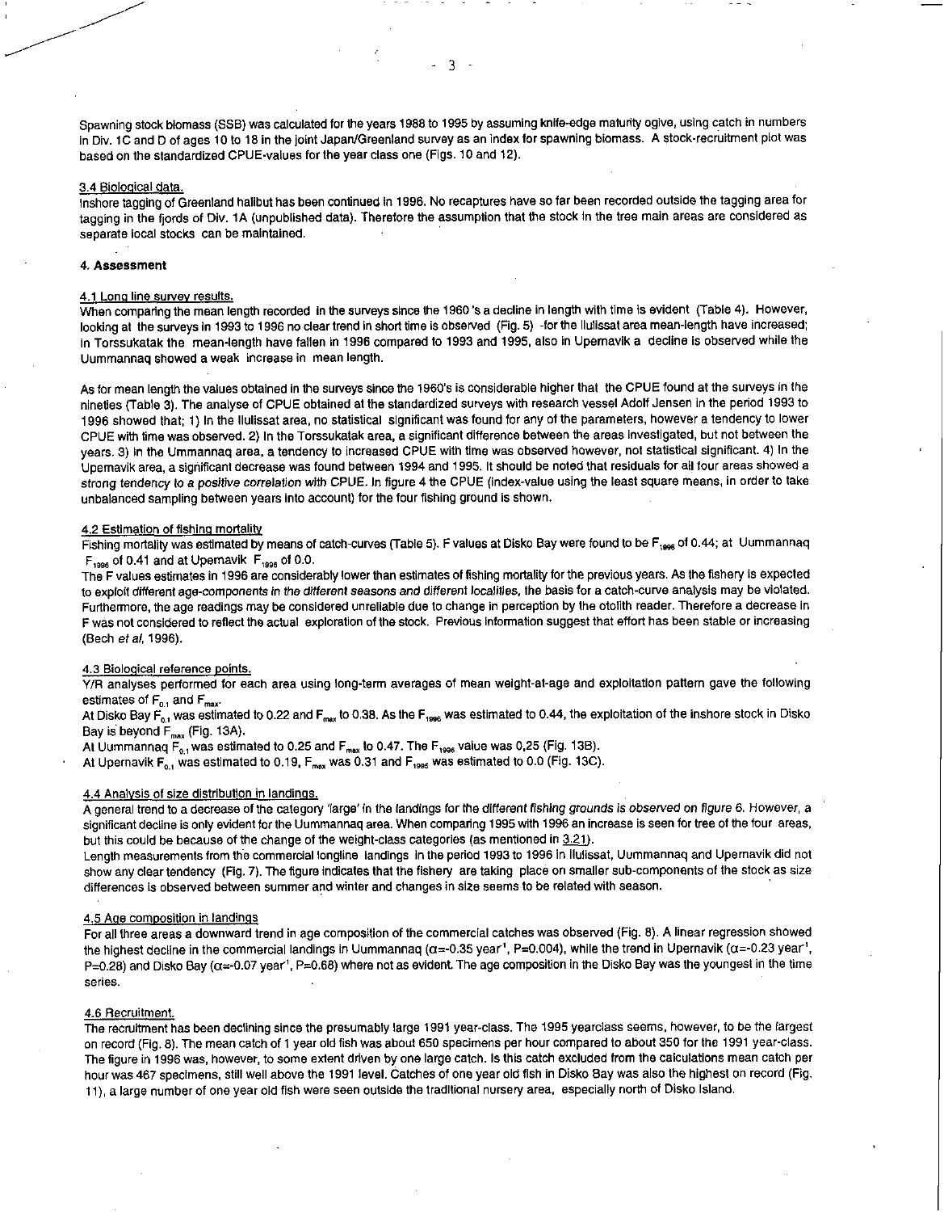Spawning stock biomass (SSB) was calculated for the years 1988 to 1995 by assuming knife-edge maturity ogive, using catch in numbers in Div. 1C and D of ages 10 to 18 in the joint Japan/Greenland survey as an index for spawning biomass. A stock-recruitment plot was based on the standardized CPUE-values for the year class one (Figs. 10 and 12).

### 3.4 Biological data.

Inshore tagging of Greenland halibut has been continued in 1996. No recaptures have so far been recorded outside the tagging area for tagging in the fjords of Div. 1A (unpublished data). Therefore the assumption that the stock in the tree main areas are considered as separate local stocks can be maintained.

## 4. Assessment

### 4.1 Long line survey results.

When comparing the mean length recorded in the surveys since the 1960 's a decline in length with time is evident (Table 4). However, looking at the surveys in 1993 to 1996 no clear trend in short time is observed (Fig. 5) -for the Ilulissat area mean-length have increased; in Torssukatak the mean-length have fallen in 1996 compared to 1993 and 1995, also in Upernavik a decline is observed while the Uummannaq showed a weak increase in mean length.

As for mean length the values obtained in the surveys since the 1960's is considerable higher that the CPUE found at the surveys in the nineties (Table 3). The analyse of CPUE obtained at the standardized surveys with research vessel Adolf Jensen in the period 1993 to 1996 showed that; 1) In the Ilulissat area, no statistical significant was found for any of the parameters, however a tendency to lower CPUE with time was observed. 2) In the Torssukatak area, a significant difference between the areas investigated, but not between the years. 3) In the Ummannaq area, a tendency to increased CPUE with time was observed however, not statistical significant. 4) In the Upernavik area, a significant decrease was found between 1994 and 1995. It should be noted that residuals for all four areas showed a *strong tendency to a positive correlation with* CPUE. In figure 4 the CPUE (index-value using the least square means, in order to take unbalanced sampling between years into account) for the four fishing ground is shown.

### 4.2 Estimation of fishing mortality

Fishing mortality was estimated by means of catch-curves (Table 5). F values at Disko Bay were found to be $F_{1996}$ of 0.44; at Uummannaq $F_{1996}$ of 0.41 and at Upernavik $F_{1996}$ of 0.0.

The F values estimates in 1996 are considerably lower than estimates of fishing mortality for the previous years. As the fishery is expected to exploit different *age-components in the different seasons and different localities*, the basis for a catch-curve analysis may be violated. Furthermore, the age readings may be considered unreliable due to change in perception by the otolith reader. Therefore a decrease in F was not considered to reflect the actual exploration of the stock. Previous information suggest that effort has been stable or increasing (Bech *et al*, 1996).

### 4.3 Biological reference points.

Y/R analyses performed for each area using long-term averages of mean weight-at-age and exploitation pattern gave the following estimates of $F_{0.1}$ and $F_{max}$.

At Disko Bay $F_{0.1}$ was estimated to 0.22 and $F_{max}$ to 0.38. As the $F_{1996}$ was estimated to 0.44, the exploitation of the inshore stock in Disko Bay is beyond $F_{max}$ (Fig. 13A).

At Uummannaq $F_{0.1}$ was estimated to 0.25 and $F_{max}$ to 0.47. The $F_{1996}$ value was 0,25 (Fig. 13B).

At Upernavik $F_{0.1}$ was estimated to 0.19, $F_{max}$ was 0.31 and $F_{1996}$ was estimated to 0.0 (Fig. 13C).

### 4.4 Analysis of size distribution in landings.

A general trend to a decrease of the category 'large' in the landings for the *different fishing grounds is observed on figure* 6. However, a significant decline is only evident for the Uummannaq area. When comparing 1995 with 1996 an increase is seen for tree of the four areas, but this could be because of the change of the weight-class categories (as mentioned in 3.21).

Length measurements from the commercial longline landings in the period 1993 to 1996 in Ilulissat, Uummannaq and Upernavik did not show any clear tendency (Fig. 7). The figure indicates that the fishery are taking place on smaller sub-components of the stock as size differences is observed between summer and winter and changes in size seems to be related with season.

### 4.5 Age composition in landings

For all three areas a downward trend in age composition of the commercial catches was observed (Fig. 8). A linear regression showed the highest decline in the commercial landings in Uummannaq ($\alpha$=-0.35 year$^{-1}$, P=0.004), while the trend in Upernavik ($\alpha$=-0.23 year$^{-1}$, P=0.28) and Disko Bay ($\alpha$=-0.07 year$^{-1}$, P=0.68) where not as evident. The age composition in the Disko Bay was the youngest in the time series.

### 4.6 Recruitment.

The recruitment has been declining since the presumably large 1991 year-class. The 1995 yearclass seems, however, to be the largest on record (Fig. 8). The mean catch of 1 year old fish was about 650 specimens per hour compared to about 350 for the 1991 year-class. The figure in 1996 was, however, to some extent driven by one large catch. Is this catch excluded from the calculations mean catch per hour was 467 specimens, still well above the 1991 level. Catches of one year old fish in Disko Bay was also the highest on record (Fig. 11), a large number of one year old fish were seen outside the traditional nursery area, especially north of Disko Island.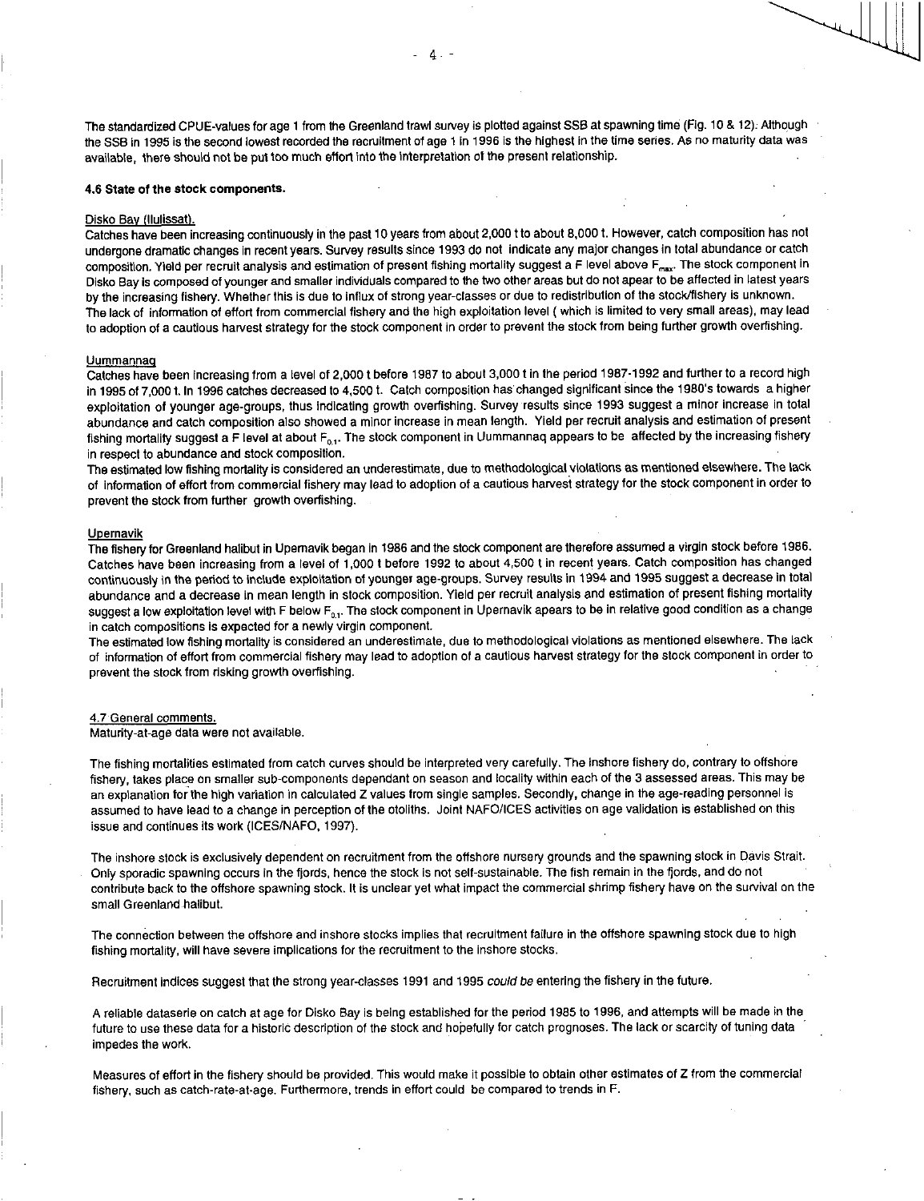The standardized CPUE-values for age 1 from the Greenland trawl survey is plotted against SSB at spawning time (Fig. 10 & 12). Although the SSB in 1995 is the second lowest recorded the recruitment of age 1 in 1996 is the highest in the time series. As no maturity data was available, there should not be put too much effort into the interpretation of the present relationship.

#### 4.6 State of the stock components.

Disko Bay (Ilulissat).

Catches have been increasing continuously in the past 10 years from about 2,000 t to about 8,000 t. However, catch composition has not undergone dramatic changes in recent years. Survey results since 1993 do not indicate any major changes in total abundance or catch composition. Yield per recruit analysis and estimation of present fishing mortality suggest a F level above $F_{max}$. The stock component in Disko Bay is composed of younger and smaller individuals compared to the two other areas but do not apear to be affected in latest years by the increasing fishery. Whether this is due to influx of strong year-classes or due to redistribution of the stock/fishery is unknown. The lack of information of effort from commercial fishery and the high exploitation level ( which is limited to very small areas), may lead to adoption of a cautious harvest strategy for the stock component in order to prevent the stock from being further growth overfishing.

Uummannaq

Catches have been increasing from a level of 2,000 t before 1987 to about 3,000 t in the period 1987-1992 and further to a record high in 1995 of 7,000 t. In 1996 catches decreased to 4,500 t. Catch composition has changed significant since the 1980's towards a higher exploitation of younger age-groups, thus indicating growth overfishing. Survey results since 1993 suggest a minor increase in total abundance and catch composition also showed a minor increase in mean length. Yield per recruit analysis and estimation of present fishing mortality suggest a F level at about $F_{0.1}$. The stock component in Uummannaq appears to be affected by the increasing fishery in respect to abundance and stock composition.

The estimated low fishing mortality is considered an underestimate, due to methodological violations as mentioned elsewhere. The lack of information of effort from commercial fishery may lead to adoption of a cautious harvest strategy for the stock component in order to prevent the stock from further growth overfishing.

Upernavik

The fishery for Greenland halibut in Upernavik began in 1986 and the stock component are therefore assumed a virgin stock before 1986. Catches have been increasing from a level of 1,000 t before 1992 to about 4,500 t in recent years. Catch composition has changed continuously in the period to include exploitation of younger age-groups. Survey results in 1994 and 1995 suggest a decrease in total abundance and a decrease in mean length in stock composition. Yield per recruit analysis and estimation of present fishing mortality suggest a low exploitation level with F below $F_{0.1}$. The stock component in Upernavik apears to be in relative good condition as a change in catch compositions is expected for a newly virgin component.

The estimated low fishing mortality is considered an underestimate, due to methodological violations as mentioned elsewhere. The lack of information of effort from commercial fishery may lead to adoption of a cautious harvest strategy for the stock component in order to prevent the stock from risking growth overfishing.

#### 4.7 General comments.

Maturity-at-age data were not available.

The fishing mortalities estimated from catch curves should be interpreted very carefully. The inshore fishery do, contrary to offshore fishery, takes place on smaller sub-components dependant on season and locality within each of the 3 assessed areas. This may be an explanation for the high variation in calculated Z values from single samples. Secondly, change in the age-reading personnel is assumed to have lead to a change in perception of the otoliths. Joint NAFO/ICES activities on age validation is established on this issue and continues its work (ICES/NAFO, 1997).

The inshore stock is exclusively dependent on recruitment from the offshore nursery grounds and the spawning stock in Davis Strait. Only sporadic spawning occurs in the fjords, hence the stock is not self-sustainable. The fish remain in the fjords, and do not contribute back to the offshore spawning stock. It is unclear yet what impact the commercial shrimp fishery have on the survival on the small Greenland halibut.

The connection between the offshore and inshore stocks implies that recruitment failure in the offshore spawning stock due to high fishing mortality, will have severe implications for the recruitment to the inshore stocks.

Recruitment indices suggest that the strong year-classes 1991 and 1995 *could be* entering the fishery in the future.

A reliable dataserie on catch at age for Disko Bay is being established for the period 1985 to 1996, and attempts will be made in the future to use these data for a historic description of the stock and hopefully for catch prognoses. The lack or scarcity of tuning data impedes the work.

Measures of effort in the fishery should be provided. This would make it possible to obtain other estimates of Z from the commercial fishery, such as catch-rate-at-age. Furthermore, trends in effort could be compared to trends in F.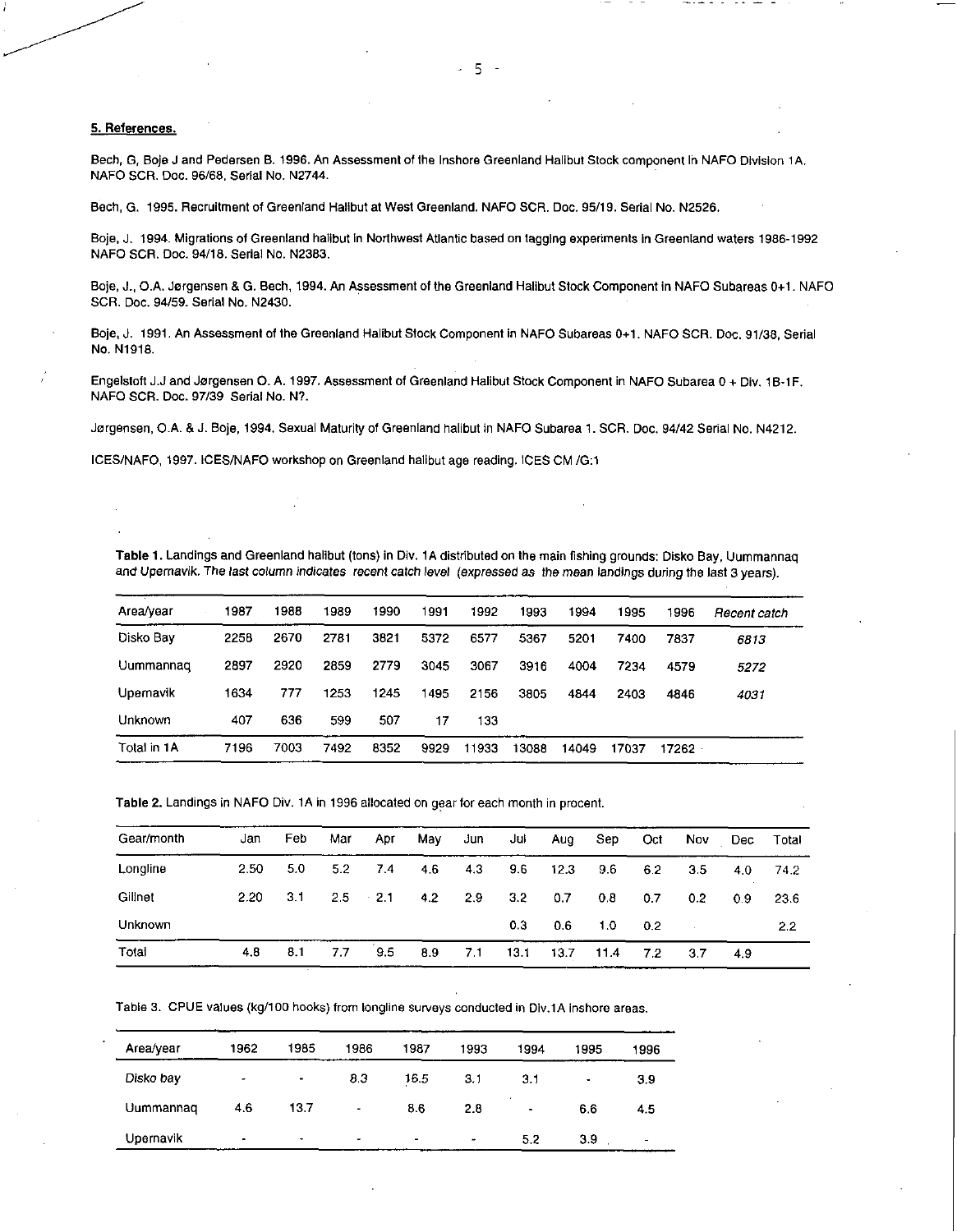**5. References.**

Bech, G, Boje J and Pedersen B. 1996. An Assessment of the Inshore Greenland Halibut Stock component in NAFO Division 1A. NAFO SCR. Doc. 96/68, Serial No. N2744.

Bech, G. 1995. Recruitment of Greenland Halibut at West Greenland. NAFO SCR. Doc. 95/19. Serial No. N2526.

Boje, J. 1994. Migrations of Greenland halibut in Northwest Atlantic based on tagging experiments in Greenland waters 1986-1992 NAFO SCR. Doc. 94/18. Serial No. N2383.

Boje, J., O.A. Jørgensen & G. Bech, 1994. An Assessment of the Greenland Halibut Stock Component in NAFO Subareas 0+1. NAFO SCR. Doc. 94/59. Serial No. N2430.

Boje, J. 1991. An Assessment of the Greenland Halibut Stock Component in NAFO Subareas 0+1. NAFO SCR. Doc. 91/38, Serial No. N1918.

Engelstoft J.J and Jørgensen O. A. 1997. Assessment of Greenland Halibut Stock Component in NAFO Subarea 0 + Div. 1B-1F. NAFO SCR. Doc. 97/39 Serial No. N?.

Jørgensen, O.A. & J. Boje, 1994. Sexual Maturity of Greenland halibut in NAFO Subarea 1. SCR. Doc. 94/42 Serial No. N4212.

ICES/NAFO, 1997. ICES/NAFO workshop on Greenland halibut age reading. ICES CM /G:1

**Table 1.** Landings and Greenland halibut (tons) in Div. 1A distributed on the main fishing grounds: Disko Bay, Uummannaq and Upernavik. *The last column indicates recent catch level (expressed as the mean landings during the last 3 years).*

| Area/year | 1987 | 1988 | 1989 | 1990 | 1991 | 1992 | 1993 | 1994 | 1995 | 1996 | *Recent catch* |
|---|---|---|---|---|---|---|---|---|---|---|---|
| Disko Bay | 2258 | 2670 | 2781 | 3821 | 5372 | 6577 | 5367 | 5201 | 7400 | 7837 | *6813* |
| Uummannaq | 2897 | 2920 | 2859 | 2779 | 3045 | 3067 | 3916 | 4004 | 7234 | 4579 | *5272* |
| Upernavik | 1634 | 777 | 1253 | 1245 | 1495 | 2156 | 3805 | 4844 | 2403 | 4846 | *4031* |
| Unknown | 407 | 636 | 599 | 507 | 17 | 133 | | | | | |
| Total in 1A | 7196 | 7003 | 7492 | 8352 | 9929 | 11933 | 13088 | 14049 | 17037 | 17262 | |

**Table 2.** Landings in NAFO Div. 1A in 1996 allocated on gear for each month in procent.

| Gear/month | Jan | Feb | Mar | Apr | May | Jun | Jul | Aug | Sep | Oct | Nov | Dec | Total |
|---|---|---|---|---|---|---|---|---|---|---|---|---|---|
| Longline | 2.50 | 5.0 | 5.2 | 7.4 | 4.6 | 4.3 | 9.6 | 12.3 | 9.6 | 6.2 | 3.5 | 4.0 | 74.2 |
| Gillnet | 2.20 | 3.1 | 2.5 | 2.1 | 4.2 | 2.9 | 3.2 | 0.7 | 0.8 | 0.7 | 0.2 | 0.9 | 23.6 |
| Unknown | | | | | | | 0.3 | 0.6 | 1.0 | 0.2 | | | 2.2 |
| Total | 4.8 | 8.1 | 7.7 | 9.5 | 8.9 | 7.1 | 13.1 | 13.7 | 11.4 | 7.2 | 3.7 | 4.9 | |

Table 3. CPUE values (kg/100 hooks) from longline surveys conducted in Div.1A inshore areas.

| Area/year | 1962 | 1985 | 1986 | 1987 | 1993 | 1994 | 1995 | 1996 |
|---|---|---|---|---|---|---|---|---|
| *Disko bay* | - | - | 8.3 | 16.5 | 3.1 | 3.1 | - | 3.9 |
| Uummannaq | 4.6 | 13.7 | - | 8.6 | 2.8 | - | 6.6 | 4.5 |
| Upernavik | - | - | - | - | - | 5.2 | 3.9 | - |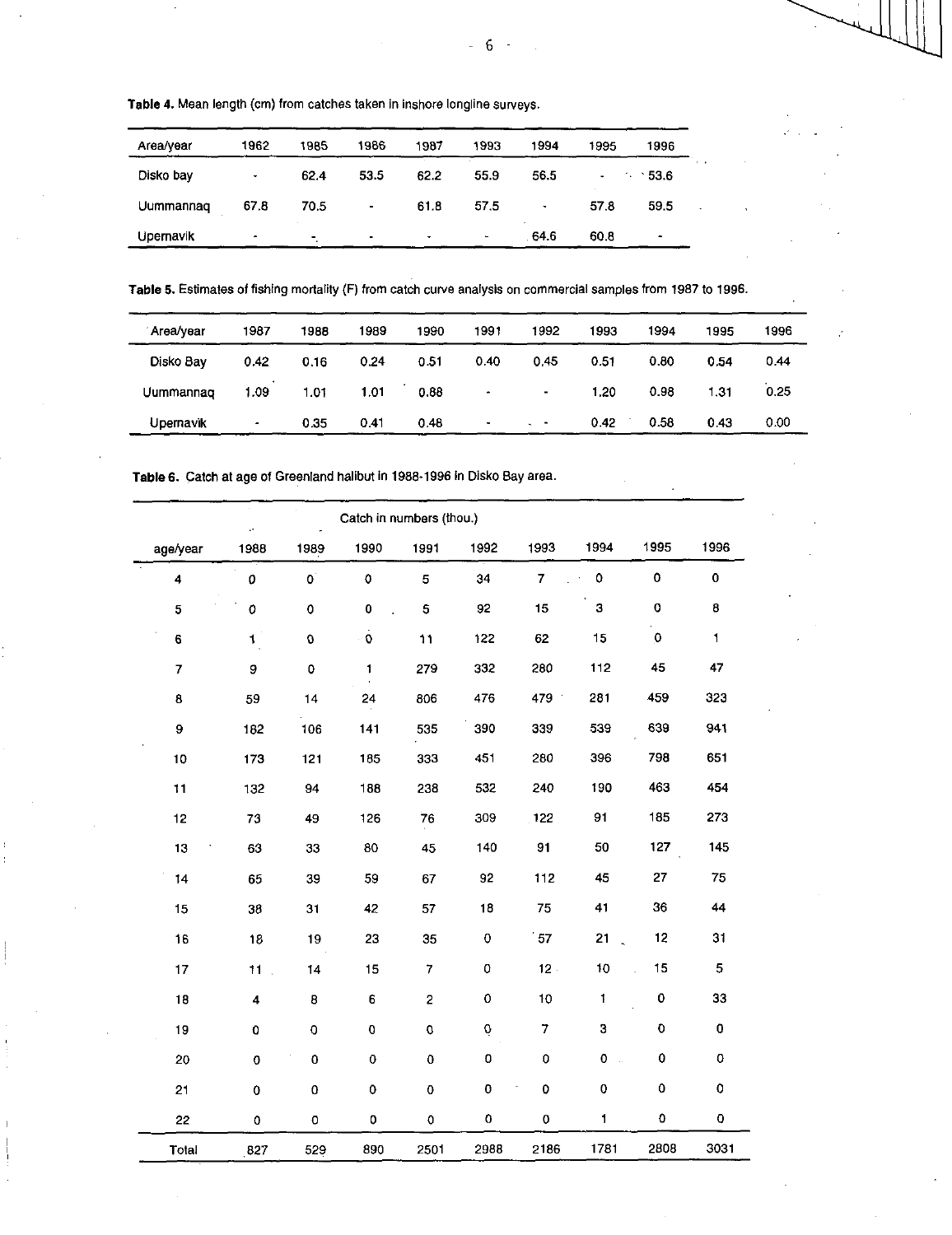**Table 4.** Mean length (cm) from catches taken in inshore longline surveys.

| Area/year | 1962 | 1985 | 1986 | 1987 | 1993 | 1994 | 1995 | 1996 |
|---|---|---|---|---|---|---|---|---|
| Disko bay | - | 62.4 | 53.5 | 62.2 | 55.9 | 56.5 | - | 53.6 |
| Uummannaq | 67.8 | 70.5 | - | 61.8 | 57.5 | - | 57.8 | 59.5 |
| Upernavik | - | - | - | - | - | 64.6 | 60.8 | - |

**Table 5.** Estimates of fishing mortality (F) from catch curve analysis on commercial samples from 1987 to 1996.

| Area/year | 1987 | 1988 | 1989 | 1990 | 1991 | 1992 | 1993 | 1994 | 1995 | 1996 |
|---|---|---|---|---|---|---|---|---|---|---|
| Disko Bay | 0.42 | 0.16 | 0.24 | 0.51 | 0.40 | 0.45 | 0.51 | 0.80 | 0.54 | 0.44 |
| Uummannaq | 1.09 | 1.01 | 1.01 | 0.88 | - | - | 1.20 | 0.98 | 1.31 | 0.25 |
| Upernavik | - | 0.35 | 0.41 | 0.48 | - | - | 0.42 | 0.58 | 0.43 | 0.00 |

**Table 6.** Catch at age of Greenland halibut in 1988-1996 in Disko Bay area.

| | Catch in numbers (thou.) | | | | | | | | |
|---|---|---|---|---|---|---|---|---|---|
| age/year | 1988 | 1989 | 1990 | 1991 | 1992 | 1993 | 1994 | 1995 | 1996 |
| 4 | 0 | 0 | 0 | 5 | 34 | 7 | 0 | 0 | 0 |
| 5 | 0 | 0 | 0 | 5 | 92 | 15 | 3 | 0 | 8 |
| 6 | 1 | 0 | 0 | 11 | 122 | 62 | 15 | 0 | 1 |
| 7 | 9 | 0 | 1 | 279 | 332 | 280 | 112 | 45 | 47 |
| 8 | 59 | 14 | 24 | 806 | 476 | 479 | 281 | 459 | 323 |
| 9 | 182 | 106 | 141 | 535 | 390 | 339 | 539 | 639 | 941 |
| 10 | 173 | 121 | 185 | 333 | 451 | 280 | 396 | 798 | 651 |
| 11 | 132 | 94 | 188 | 238 | 532 | 240 | 190 | 463 | 454 |
| 12 | 73 | 49 | 126 | 76 | 309 | 122 | 91 | 185 | 273 |
| 13 | 63 | 33 | 80 | 45 | 140 | 91 | 50 | 127 | 145 |
| 14 | 65 | 39 | 59 | 67 | 92 | 112 | 45 | 27 | 75 |
| 15 | 38 | 31 | 42 | 57 | 18 | 75 | 41 | 36 | 44 |
| 16 | 18 | 19 | 23 | 35 | 0 | 57 | 21 | 12 | 31 |
| 17 | 11 | 14 | 15 | 7 | 0 | 12 | 10 | 15 | 5 |
| 18 | 4 | 8 | 6 | 2 | 0 | 10 | 1 | 0 | 33 |
| 19 | 0 | 0 | 0 | 0 | 0 | 7 | 3 | 0 | 0 |
| 20 | 0 | 0 | 0 | 0 | 0 | 0 | 0 | 0 | 0 |
| 21 | 0 | 0 | 0 | 0 | 0 | 0 | 0 | 0 | 0 |
| 22 | 0 | 0 | 0 | 0 | 0 | 0 | 1 | 0 | 0 |
| Total | 827 | 529 | 890 | 2501 | 2988 | 2186 | 1781 | 2808 | 3031 |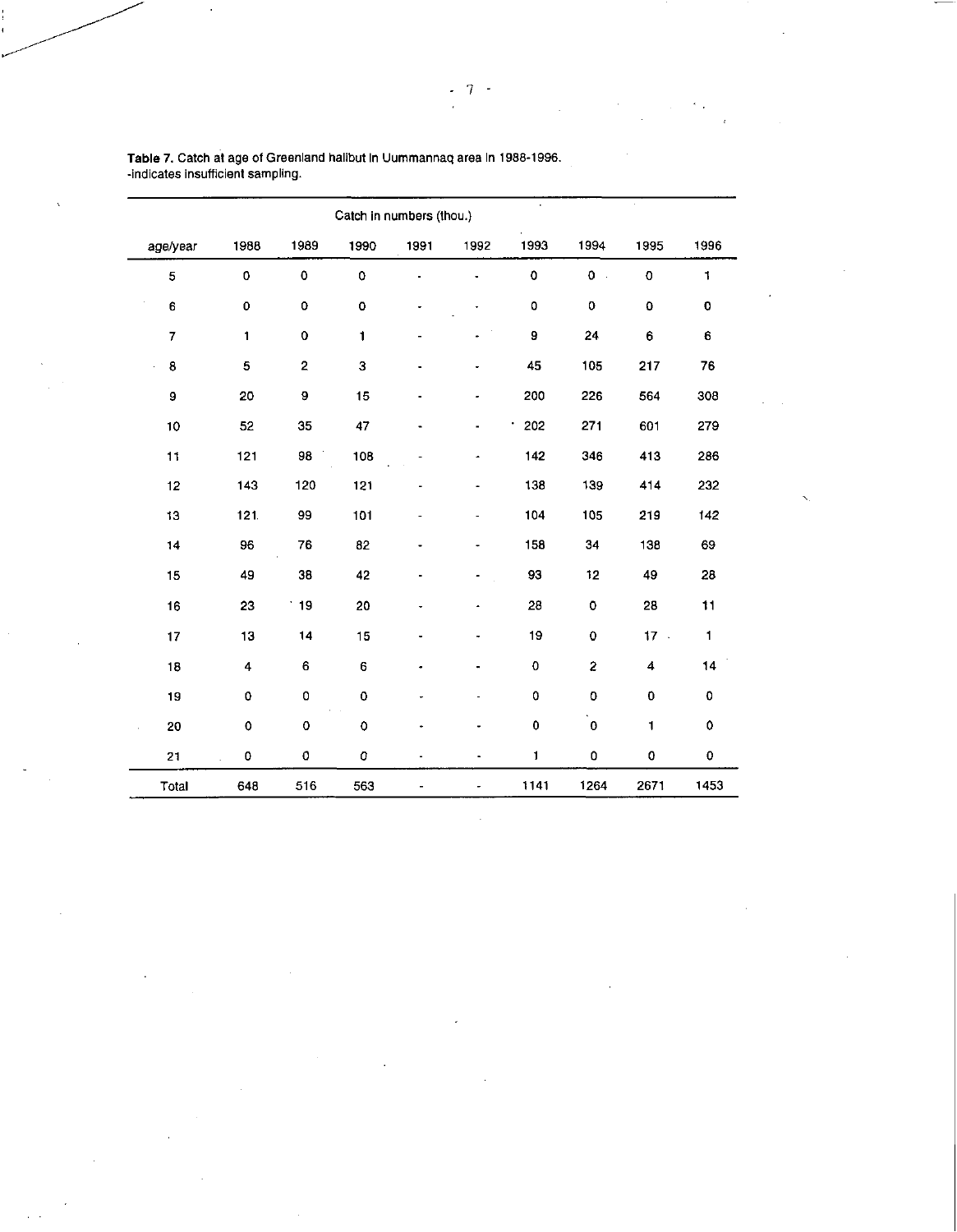**Table 7.** Catch at age of Greenland halibut in Uummannaq area in 1988-1996.
-indicates insufficient sampling.

| | Catch in numbers (thou.) | | | | | | | | |
|---|---|---|---|---|---|---|---|---|---|
| age/year | 1988 | 1989 | 1990 | 1991 | 1992 | 1993 | 1994 | 1995 | 1996 |
| 5 | 0 | 0 | 0 | - | - | 0 | 0 | 0 | 1 |
| 6 | 0 | 0 | 0 | - | - | 0 | 0 | 0 | 0 |
| 7 | 1 | 0 | 1 | - | - | 9 | 24 | 6 | 6 |
| 8 | 5 | 2 | 3 | - | - | 45 | 105 | 217 | 76 |
| 9 | 20 | 9 | 15 | - | - | 200 | 226 | 564 | 308 |
| 10 | 52 | 35 | 47 | - | - | 202 | 271 | 601 | 279 |
| 11 | 121 | 98 | 108 | - | - | 142 | 346 | 413 | 286 |
| 12 | 143 | 120 | 121 | - | - | 138 | 139 | 414 | 232 |
| 13 | 121 | 99 | 101 | - | - | 104 | 105 | 219 | 142 |
| 14 | 96 | 76 | 82 | - | - | 158 | 34 | 138 | 69 |
| 15 | 49 | 38 | 42 | - | - | 93 | 12 | 49 | 28 |
| 16 | 23 | 19 | 20 | - | - | 28 | 0 | 28 | 11 |
| 17 | 13 | 14 | 15 | - | - | 19 | 0 | 17 | 1 |
| 18 | 4 | 6 | 6 | - | - | 0 | 2 | 4 | 14 |
| 19 | 0 | 0 | 0 | - | - | 0 | 0 | 0 | 0 |
| 20 | 0 | 0 | 0 | - | - | 0 | 0 | 1 | 0 |
| 21 | 0 | 0 | 0 | - | - | 1 | 0 | 0 | 0 |
| Total | 648 | 516 | 563 | - | - | 1141 | 1264 | 2671 | 1453 |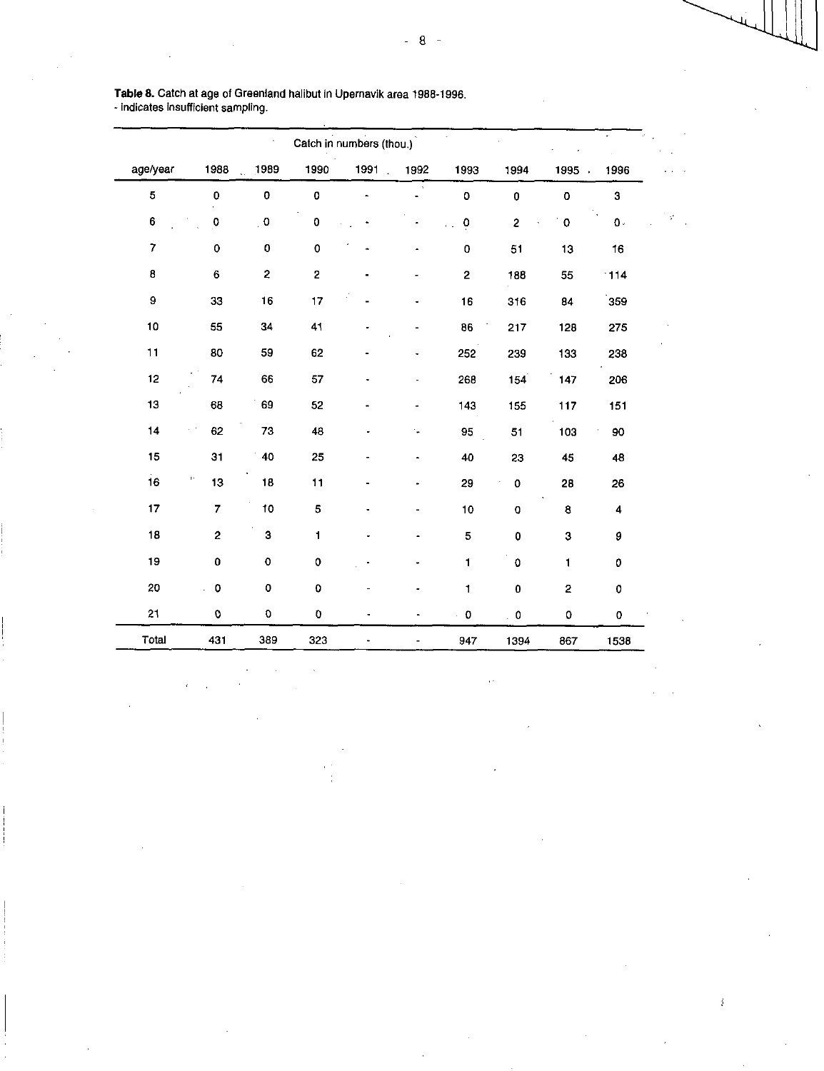**Table 8.** Catch at age of Greenland halibut in Upernavik area 1988-1996.
- indicates insufficient sampling.

| | Catch in numbers (thou.) | | | | | | | | |
|---|---|---|---|---|---|---|---|---|---|
| age/year | 1988 | 1989 | 1990 | 1991 | 1992 | 1993 | 1994 | 1995 | 1996 |
| 5 | 0 | 0 | 0 | - | - | 0 | 0 | 0 | 3 |
| 6 | 0 | 0 | 0 | - | - | 0 | 2 | 0 | 0 |
| 7 | 0 | 0 | 0 | - | - | 0 | 51 | 13 | 16 |
| 8 | 6 | 2 | 2 | - | - | 2 | 188 | 55 | 114 |
| 9 | 33 | 16 | 17 | - | - | 16 | 316 | 84 | 359 |
| 10 | 55 | 34 | 41 | - | - | 86 | 217 | 128 | 275 |
| 11 | 80 | 59 | 62 | - | - | 252 | 239 | 133 | 238 |
| 12 | 74 | 66 | 57 | - | - | 268 | 154 | 147 | 206 |
| 13 | 68 | 69 | 52 | - | - | 143 | 155 | 117 | 151 |
| 14 | 62 | 73 | 48 | - | - | 95 | 51 | 103 | 90 |
| 15 | 31 | 40 | 25 | - | - | 40 | 23 | 45 | 48 |
| 16 | 13 | 18 | 11 | - | - | 29 | 0 | 28 | 26 |
| 17 | 7 | 10 | 5 | - | - | 10 | 0 | 8 | 4 |
| 18 | 2 | 3 | 1 | - | - | 5 | 0 | 3 | 9 |
| 19 | 0 | 0 | 0 | - | - | 1 | 0 | 1 | 0 |
| 20 | 0 | 0 | 0 | - | - | 1 | 0 | 2 | 0 |
| 21 | 0 | 0 | 0 | - | - | 0 | 0 | 0 | 0 |
| Total | 431 | 389 | 323 | - | - | 947 | 1394 | 867 | 1538 |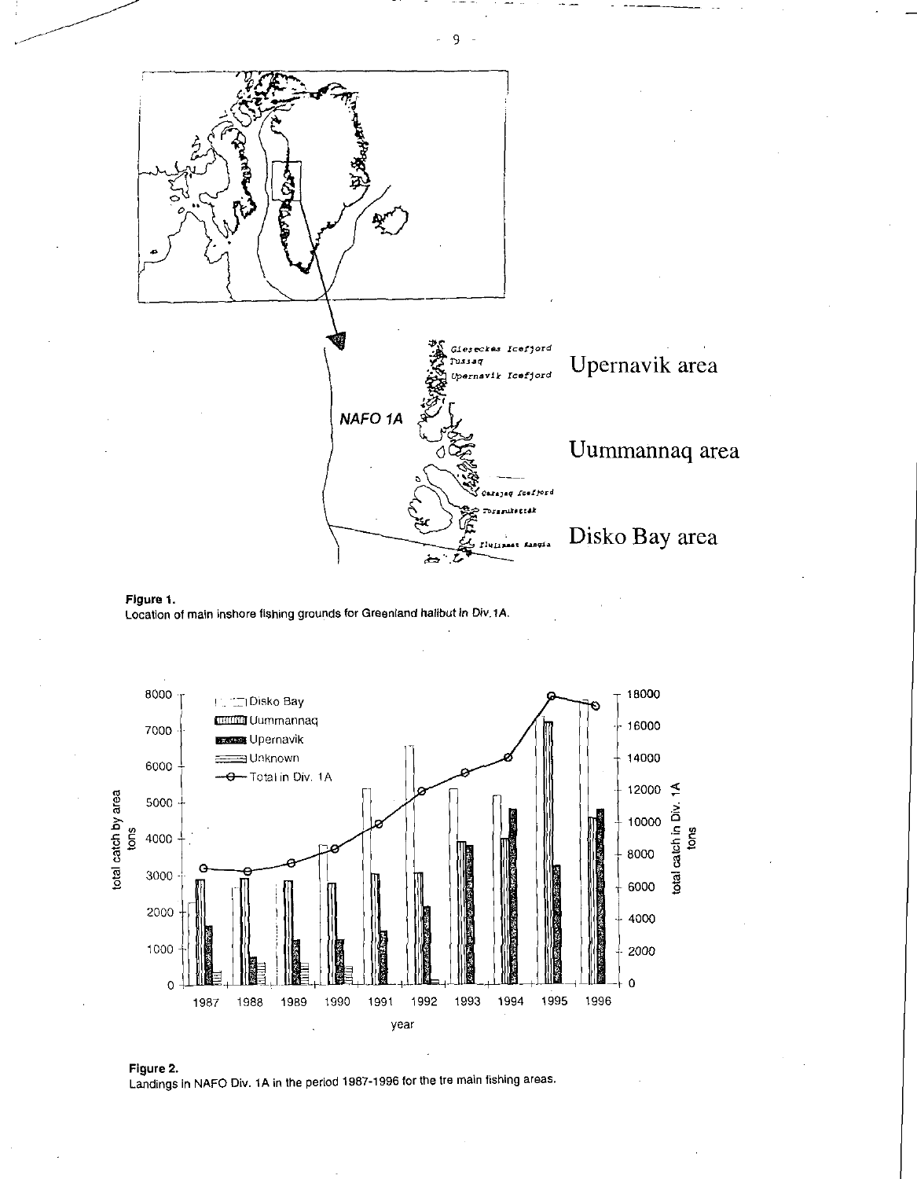**Figure 1.**
Location of main inshore fishing grounds for Greenland halibut in Div.1A.

**Figure 2.**
Landings in NAFO Div. 1A in the period 1987-1996 for the tre main fishing areas.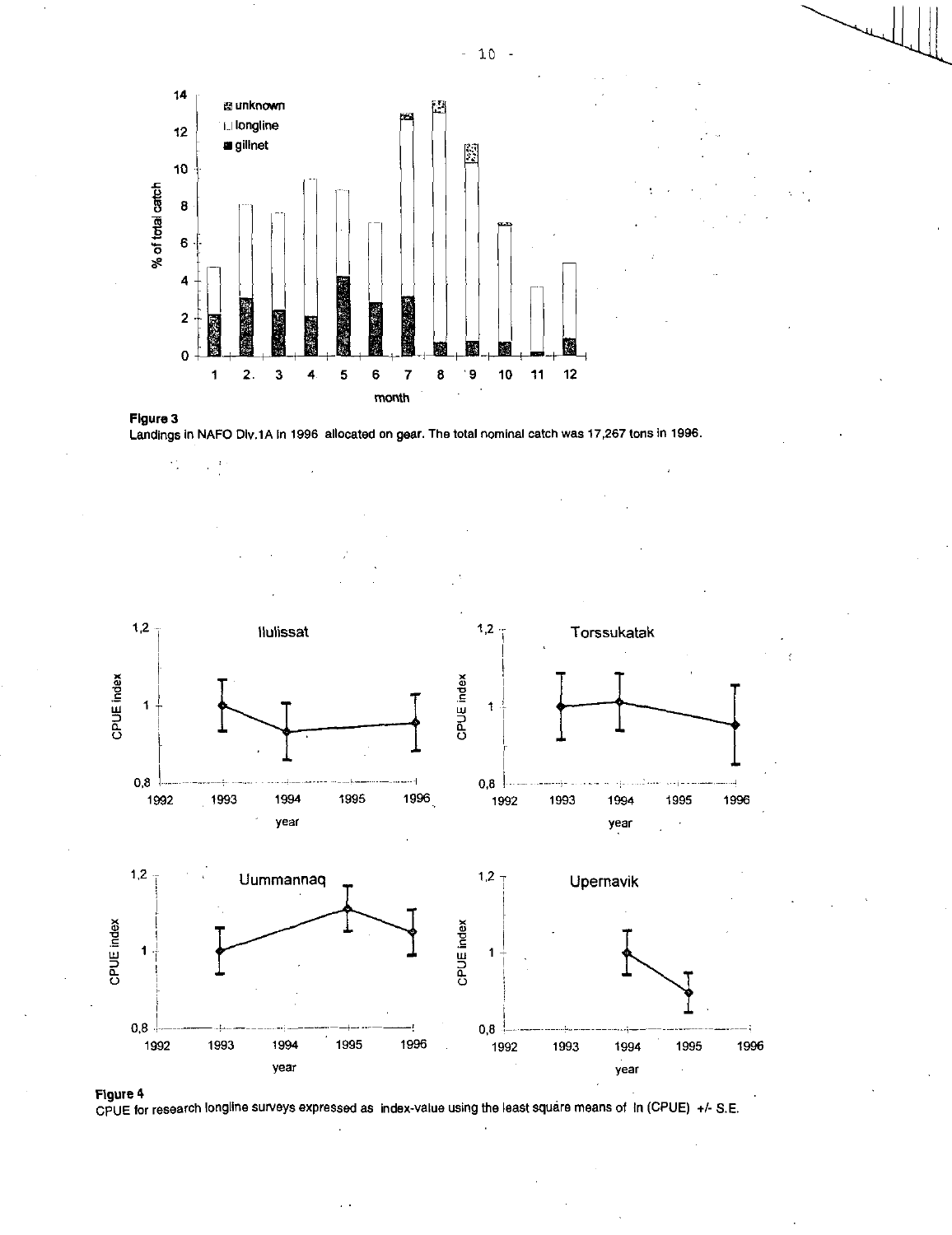**Figure 3**
Landings in NAFO Div.1A in 1996 allocated on gear. The total nominal catch was 17,267 tons in 1996.

**Figure 4**
CPUE for research longline surveys expressed as index-value using the least square means of ln (CPUE) +/- S.E.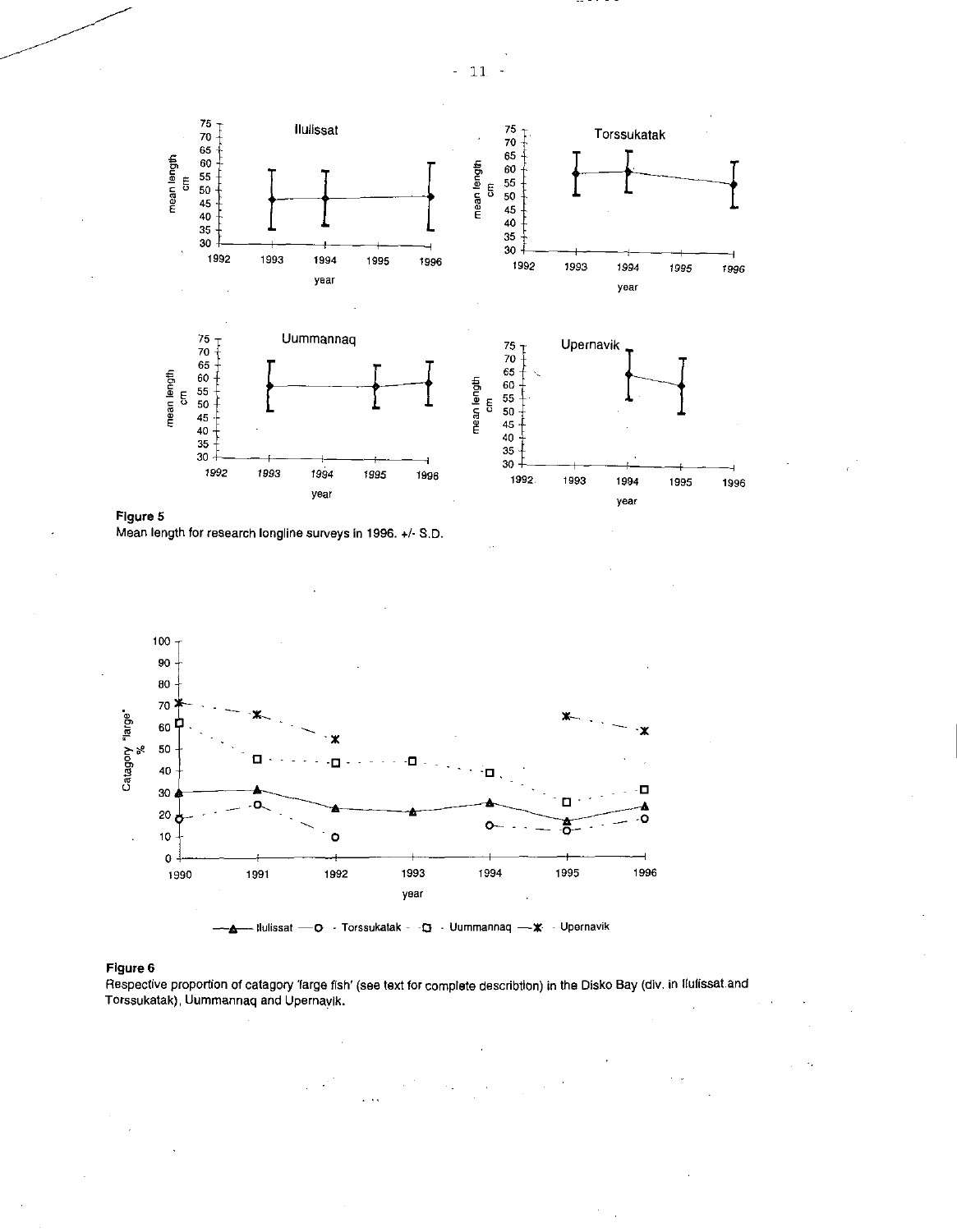**Figure 5**
Mean length for research longline surveys in 1996. +/- S.D.

**Figure 6**
Respective proportion of catagory 'large fish' (see text for complete describtion) in the Disko Bay (div. in Ilulissat and Torssukatak), Uummannaq and Upernavik.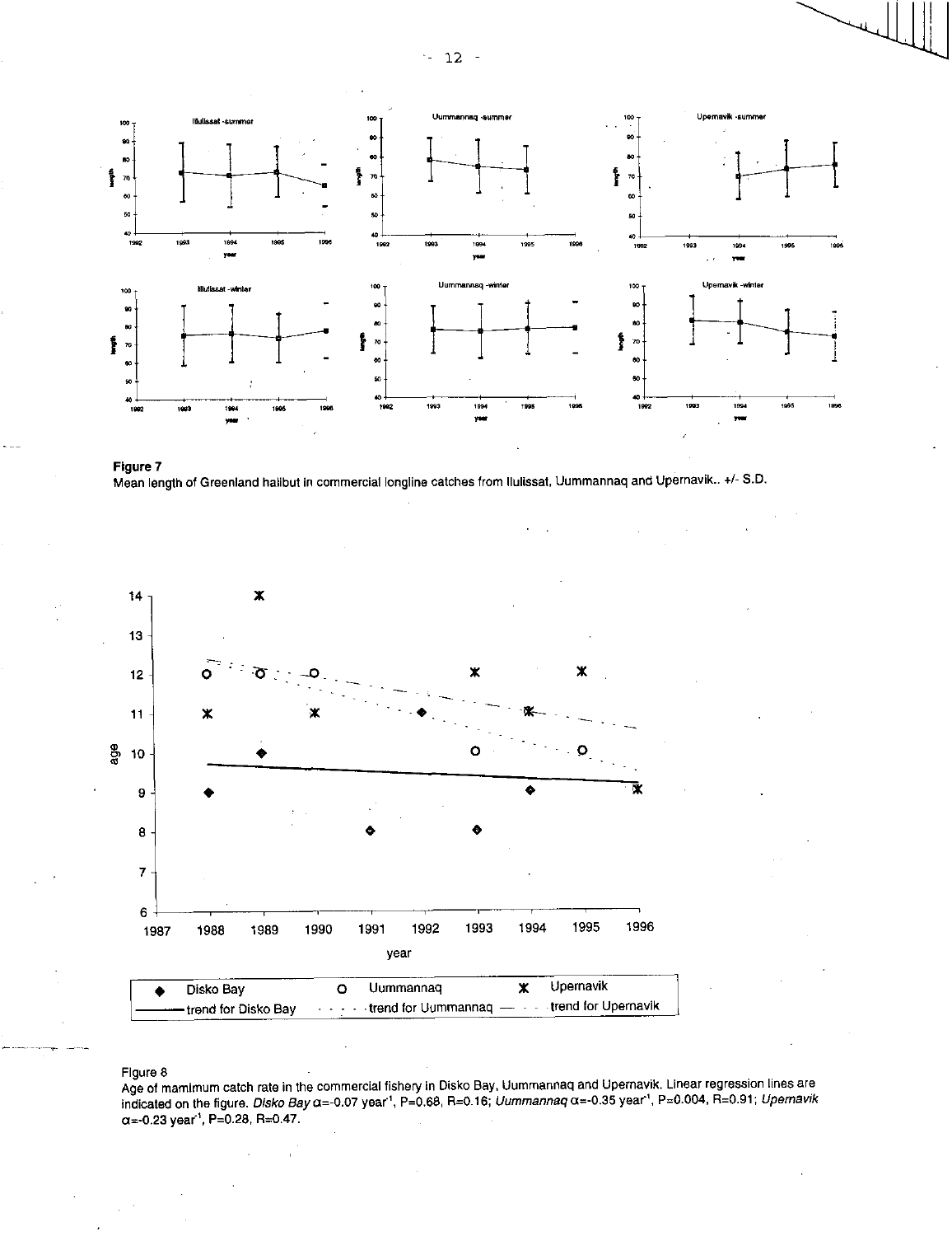**Figure 7**
Mean length of Greenland halibut in commercial longline catches from Ilulissat, Uummannaq and Upernavik.. +/- S.D.

Figure 8
Age of mamimum catch rate in the commercial fishery in Disko Bay, Uummannaq and Upernavik. Linear regression lines are indicated on the figure. *Disko Bay* $\alpha$=-0.07 year$^{-1}$, P=0.68, R=0.16; *Uummannaq* $\alpha$=-0.35 year$^{-1}$, P=0.004, R=0.91; *Upernavik* $\alpha$=-0.23 year$^{-1}$, P=0.28, R=0.47.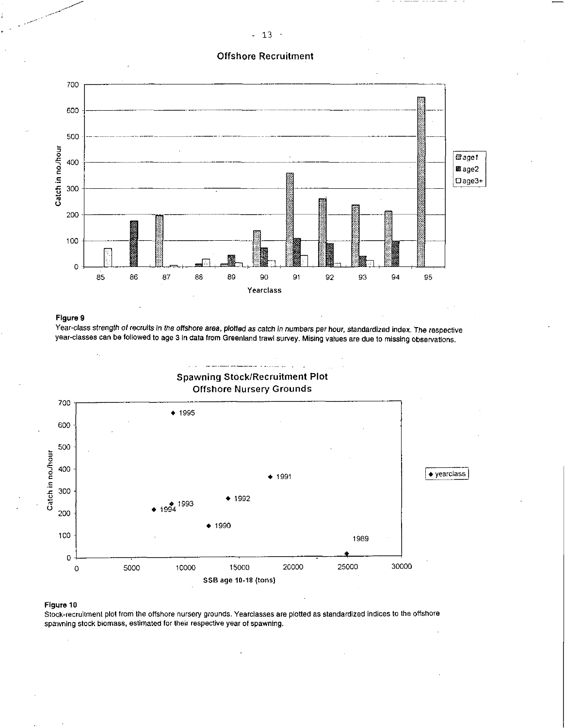**Figure 9**
Year-class strength of recruits in the offshore area, plotted as catch in numbers per hour, standardized index. The respective year-classes can be followed to age 3 in data from Greenland trawl survey. Mising values are due to missing observations.

**Figure 10**
Stock-recruitment plot from the offshore nursery grounds. Yearclasses are plotted as standardized indices to the offshore spawning stock biomass, estimated for their respective year of spawning.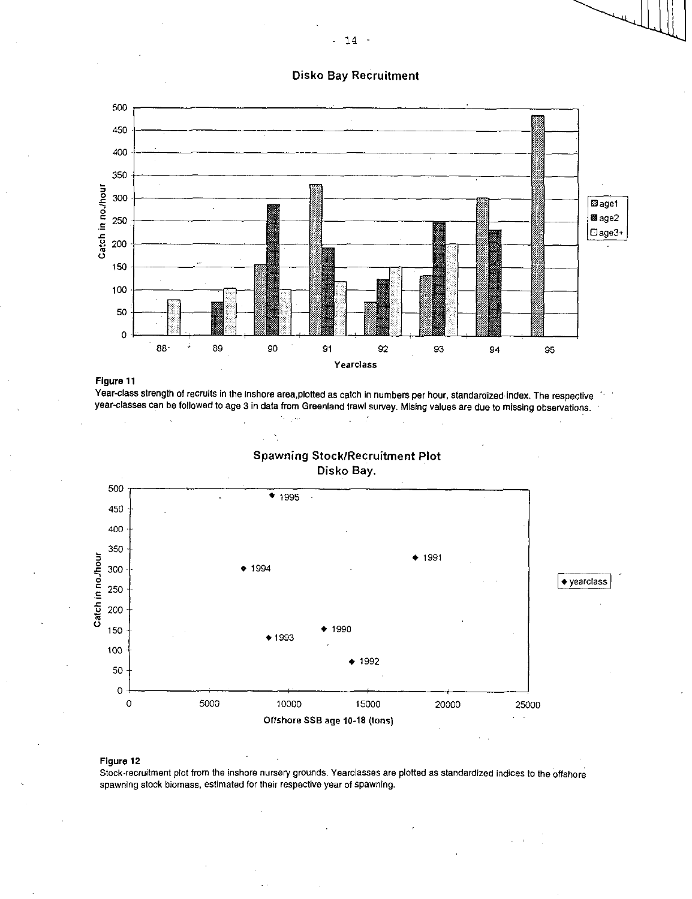**Disko Bay Recruitment**

**Figure 11**
Year-class strength of recruits in the inshore area,plotted as catch in numbers per hour, standardized index. The respective year-classes can be followed to age 3 in data from Greenland trawl survey. Mising values are due to missing observations.

**Spawning Stock/Recruitment Plot Disko Bay.**

**Figure 12**
Stock-recruitment plot from the inshore nursery grounds. Yearclasses are plotted as standardized indices to the offshore spawning stock biomass, estimated for their respective year of spawning.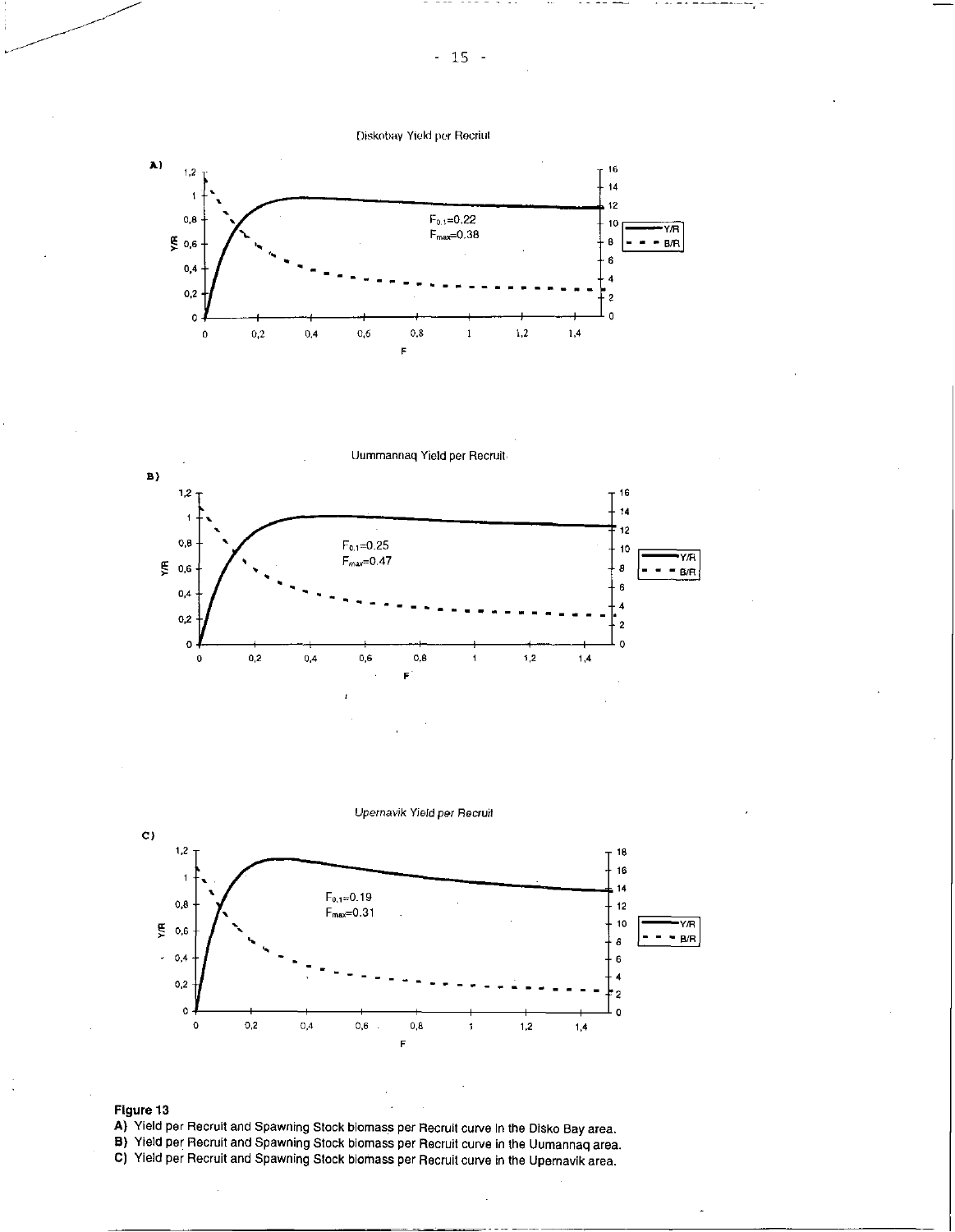Diskobay Yield per Recriut

A)

1,2
1
0,8
0,6
0,4
0,2
0

Y/R

16
14
12
10
8
6
4
2
0

0 0,2 0,4 0,6 0,8 1 1,2 1,4

F

$F_{0.1}$=0.22
$F_{max}$=0.38

Y/R
B/R

Uummannaq Yield per Recruit

B)

1,2
1
0,8
0,6
0,4
0,2
0

Y/R

16
14
12
10
8
6
4
2
0

0 0,2 0,4 0,6 0,8 1 1,2 1,4

F

$F_{0.1}$=0.25
$F_{max}$=0.47

Y/R
B/R

*Upernavik Yield per Recruit*

C)

1,2
1
0,8
0,6
0,4
0,2
0

Y/R

18
16
14
12
10
8
6
4
2
0

0 0,2 0,4 0,6 0,8 1 1,2 1,4

F

$F_{0.1}$=0.19
$F_{max}$=0.31

Y/R
B/R

**Figure 13**

**A)** Yield per Recruit and Spawning Stock biomass per Recruit curve in the Disko Bay area.
**B)** Yield per Recruit and Spawning Stock biomass per Recruit curve in the Uumannaq area.
**C)** Yield per Recruit and Spawning Stock biomass per Recruit curve in the Upernavik area.